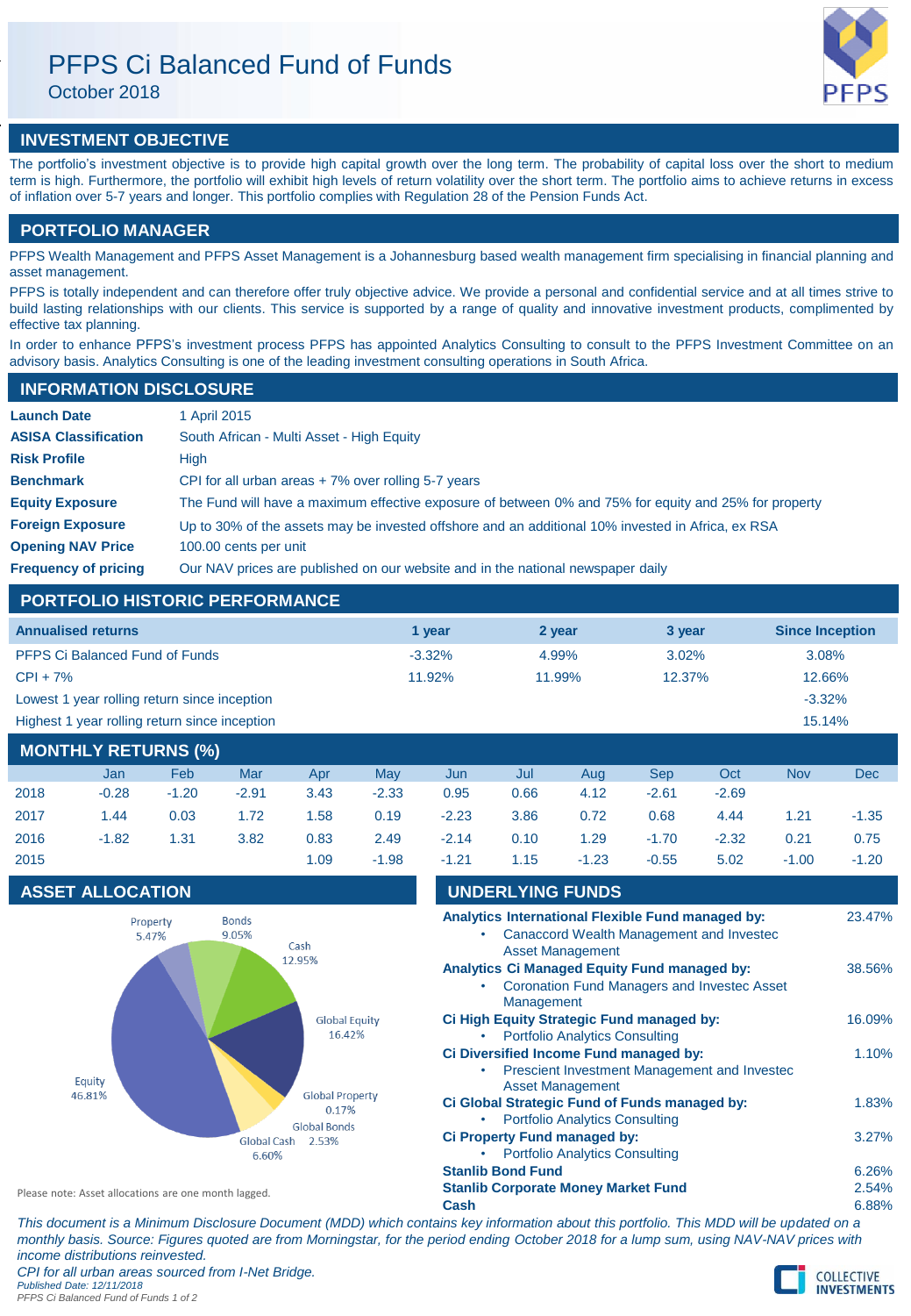# PFPS Ci Balanced Fund of Funds

October 2018

## INVESTMENT OBJECTIVE

The portfolio's investment objective is to provide high capital growth over the long term. The probability of capital loss over the short to medium term is high. Furthermore, the portfolio will exhibit high levels of return volatility over the short term. The portfolio aims to achieve returns in excess of inflation over 5-7 years and longer. This portfolio complies with Regulation 28 of the Pension Funds Act.

## PORTFOLIO MANAGER

PFPS Wealth Management and PFPS Asset Management is a Johannesburg based wealth management firm specialising in financial planning and asset management.

PFPS is totally independent and can therefore offer truly objective advice. We provide a personal and confidential service and at all times strive to build lasting relationships with our clients. This service is supported by a range of quality and innovative investment products, complimented by effective tax planning.

In order to enhance PFPS's investment process PFPS has appointed Analytics Consulting to consult to the PFPS Investment Committee on an advisory basis. Analytics Consulting is one of the leading investment consulting operations in South Africa.

## INFORMATION DISCLOSURE

| | |
|---|---|
| **Launch Date** | 1 April 2015 |
| **ASISA Classification** | South African - Multi Asset - High Equity |
| **Risk Profile** | High |
| **Benchmark** | CPI for all urban areas + 7% over rolling 5-7 years |
| **Equity Exposure** | The Fund will have a maximum effective exposure of between 0% and 75% for equity and 25% for property |
| **Foreign Exposure** | Up to 30% of the assets may be invested offshore and an additional 10% invested in Africa, ex RSA |
| **Opening NAV Price** | 100.00 cents per unit |
| **Frequency of pricing** | Our NAV prices are published on our website and in the national newspaper daily |

## PORTFOLIO HISTORIC PERFORMANCE

| Annualised returns | 1 year | 2 year | 3 year | Since Inception |
|---|---|---|---|---|
| PFPS Ci Balanced Fund of Funds | -3.32% | 4.99% | 3.02% | 3.08% |
| CPI + 7% | 11.92% | 11.99% | 12.37% | 12.66% |
| Lowest 1 year rolling return since inception | | | | -3.32% |
| Highest 1 year rolling return since inception | | | | 15.14% |

## MONTHLY RETURNS (%)

| | Jan | Feb | Mar | Apr | May | Jun | Jul | Aug | Sep | Oct | Nov | Dec |
|---|---|---|---|---|---|---|---|---|---|---|---|---|
| 2018 | -0.28 | -1.20 | -2.91 | 3.43 | -2.33 | 0.95 | 0.66 | 4.12 | -2.61 | -2.69 | | |
| 2017 | 1.44 | 0.03 | 1.72 | 1.58 | 0.19 | -2.23 | 3.86 | 0.72 | 0.68 | 4.44 | 1.21 | -1.35 |
| 2016 | -1.82 | 1.31 | 3.82 | 0.83 | 2.49 | -2.14 | 0.10 | 1.29 | -1.70 | -2.32 | 0.21 | 0.75 |
| 2015 | | | | 1.09 | -1.98 | -1.21 | 1.15 | -1.23 | -0.55 | 5.02 | -1.00 | -1.20 |

## ASSET ALLOCATION

| Asset | % |
|---|---|
| Equity | 46.81% |
| Property | 5.47% |
| Bonds | 9.05% |
| Cash | 12.95% |
| Global Equity | 16.42% |
| Global Property | 0.17% |
| Global Bonds | 2.53% |
| Global Cash | 6.60% |

Please note: Asset allocations are one month lagged.

## UNDERLYING FUNDS

| Fund | % |
|---|---|
| **Analytics International Flexible Fund managed by:** <br>• Canaccord Wealth Management and Investec Asset Management | 23.47% |
| **Analytics Ci Managed Equity Fund managed by:** <br>• Coronation Fund Managers and Investec Asset Management | 38.56% |
| **Ci High Equity Strategic Fund managed by:** <br>• Portfolio Analytics Consulting | 16.09% |
| **Ci Diversified Income Fund managed by:** <br>• Prescient Investment Management and Investec Asset Management | 1.10% |
| **Ci Global Strategic Fund of Funds managed by:** <br>• Portfolio Analytics Consulting | 1.83% |
| **Ci Property Fund managed by:** <br>• Portfolio Analytics Consulting | 3.27% |
| **Stanlib Bond Fund** | 6.26% |
| **Stanlib Corporate Money Market Fund** | 2.54% |
| **Cash** | 6.88% |

*This document is a Minimum Disclosure Document (MDD) which contains key information about this portfolio. This MDD will be updated on a monthly basis. Source: Figures quoted are from Morningstar, for the period ending October 2018 for a lump sum, using NAV-NAV prices with income distributions reinvested.*

*CPI for all urban areas sourced from I-Net Bridge.*

*Published Date: 12/11/2018*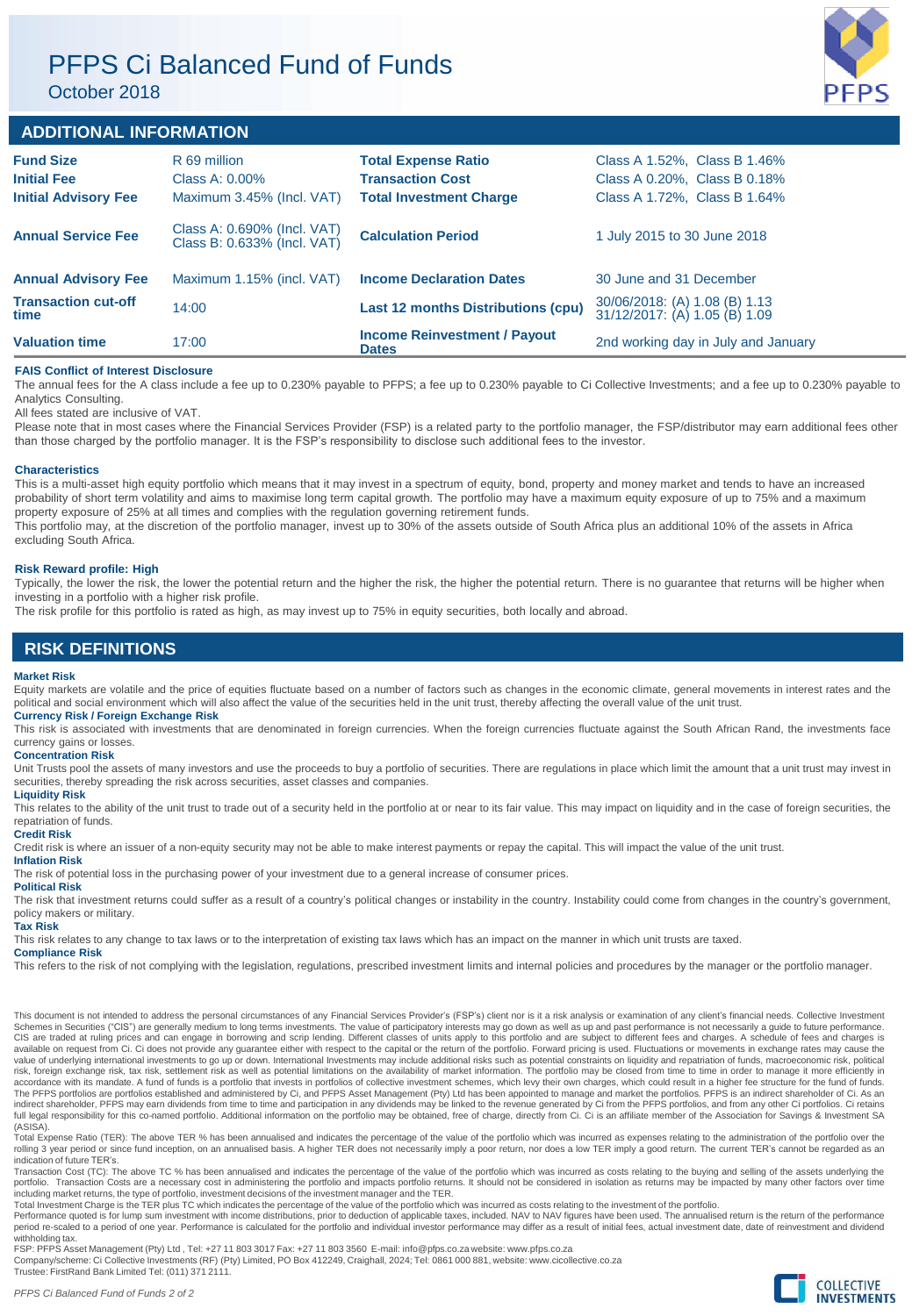# PFPS Ci Balanced Fund of Funds

October 2018

## ADDITIONAL INFORMATION

| | | | |
|---|---|---|---|
| **Fund Size** | R 69 million | **Total Expense Ratio** | Class A 1.52%, Class B 1.46% |
| **Initial Fee** | Class A: 0.00% | **Transaction Cost** | Class A 0.20%, Class B 0.18% |
| **Initial Advisory Fee** | Maximum 3.45% (Incl. VAT) | **Total Investment Charge** | Class A 1.72%, Class B 1.64% |
| **Annual Service Fee** | Class A: 0.690% (Incl. VAT) Class B: 0.633% (Incl. VAT) | **Calculation Period** | 1 July 2015 to 30 June 2018 |
| **Annual Advisory Fee** | Maximum 1.15% (incl. VAT) | **Income Declaration Dates** | 30 June and 31 December |
| **Transaction cut-off time** | 14:00 | **Last 12 months Distributions (cpu)** | 30/06/2018: (A) 1.08 (B) 1.13 31/12/2017: (A) 1.05 (B) 1.09 |
| **Valuation time** | 17:00 | **Income Reinvestment / Payout Dates** | 2nd working day in July and January |

**FAIS Conflict of Interest Disclosure**

The annual fees for the A class include a fee up to 0.230% payable to PFPS; a fee up to 0.230% payable to Ci Collective Investments; and a fee up to 0.230% payable to Analytics Consulting.

All fees stated are inclusive of VAT.

Please note that in most cases where the Financial Services Provider (FSP) is a related party to the portfolio manager, the FSP/distributor may earn additional fees other than those charged by the portfolio manager. It is the FSP's responsibility to disclose such additional fees to the investor.

**Characteristics**

This is a multi-asset high equity portfolio which means that it may invest in a spectrum of equity, bond, property and money market and tends to have an increased probability of short term volatility and aims to maximise long term capital growth. The portfolio may have a maximum equity exposure of up to 75% and a maximum property exposure of 25% at all times and complies with the regulation governing retirement funds.

This portfolio may, at the discretion of the portfolio manager, invest up to 30% of the assets outside of South Africa plus an additional 10% of the assets in Africa excluding South Africa.

**Risk Reward profile: High**

Typically, the lower the risk, the lower the potential return and the higher the risk, the higher the potential return. There is no guarantee that returns will be higher when investing in a portfolio with a higher risk profile.

The risk profile for this portfolio is rated as high, as may invest up to 75% in equity securities, both locally and abroad.

## RISK DEFINITIONS

**Market Risk**

Equity markets are volatile and the price of equities fluctuate based on a number of factors such as changes in the economic climate, general movements in interest rates and the political and social environment which will also affect the value of the securities held in the unit trust, thereby affecting the overall value of the unit trust.

**Currency Risk / Foreign Exchange Risk**

This risk is associated with investments that are denominated in foreign currencies. When the foreign currencies fluctuate against the South African Rand, the investments face currency gains or losses.

**Concentration Risk**

Unit Trusts pool the assets of many investors and use the proceeds to buy a portfolio of securities. There are regulations in place which limit the amount that a unit trust may invest in securities, thereby spreading the risk across securities, asset classes and companies.

**Liquidity Risk**

This relates to the ability of the unit trust to trade out of a security held in the portfolio at or near to its fair value. This may impact on liquidity and in the case of foreign securities, the repatriation of funds.

**Credit Risk**

Credit risk is where an issuer of a non-equity security may not be able to make interest payments or repay the capital. This will impact the value of the unit trust.

**Inflation Risk**

The risk of potential loss in the purchasing power of your investment due to a general increase of consumer prices.

**Political Risk**

The risk that investment returns could suffer as a result of a country's political changes or instability in the country. Instability could come from changes in the country's government, policy makers or military.

**Tax Risk**

This risk relates to any change to tax laws or to the interpretation of existing tax laws which has an impact on the manner in which unit trusts are taxed.

**Compliance Risk**

This refers to the risk of not complying with the legislation, regulations, prescribed investment limits and internal policies and procedures by the manager or the portfolio manager.

This document is not intended to address the personal circumstances of any Financial Services Provider's (FSP's) client nor is it a risk analysis or examination of any client's financial needs. Collective Investment Schemes in Securities ("CIS") are generally medium to long terms investments. The value of participatory interests may go down as well as up and past performance is not necessarily a guide to future performance. CIS are traded at ruling prices and can engage in borrowing and scrip lending. Different classes of units apply to this portfolio and are subject to different fees and charges. A schedule of fees and charges is available on request from Ci. Ci does not provide any guarantee either with respect to the capital or the return of the portfolio. Forward pricing is used. Fluctuations or movements in exchange rates may cause the value of underlying international investments to go up or down. International Investments may include additional risks such as potential constraints on liquidity and repatriation of funds, macroeconomic risk, political risk, foreign exchange risk, tax risk, settlement risk as well as potential limitations on the availability of market information. The portfolio may be closed from time to time in order to manage it more efficiently in accordance with its mandate. A fund of funds is a portfolio that invests in portfolios of collective investment schemes, which levy their own charges, which could result in a higher fee structure for the fund of funds. The PFPS portfolios are portfolios established and administered by Ci, and PFPS Asset Management (Pty) Ltd has been appointed to manage and market the portfolios. PFPS is an indirect shareholder of Ci. As an indirect shareholder, PFPS may earn dividends from time to time and participation in any dividends may be linked to the revenue generated by Ci from the PFPS portfolios, and from any other Ci portfolios. Ci retains full legal responsibility for this co-named portfolio. Additional information on the portfolio may be obtained, free of charge, directly from Ci. Ci is an affiliate member of the Association for Savings & Investment SA (ASISA).

Total Expense Ratio (TER): The above TER % has been annualised and indicates the percentage of the value of the portfolio which was incurred as expenses relating to the administration of the portfolio over the rolling 3 year period or since fund inception, on an annualised basis. A higher TER does not necessarily imply a poor return, nor does a low TER imply a good return. The current TER's cannot be regarded as an indication of future TER's.

Transaction Cost (TC): The above TC % has been annualised and indicates the percentage of the value of the portfolio which was incurred as costs relating to the buying and selling of the assets underlying the portfolio. Transaction Costs are a necessary cost in administering the portfolio and impacts portfolio returns. It should not be considered in isolation as returns may be impacted by many other factors over time including market returns, the type of portfolio, investment decisions of the investment manager and the TER.

Total Investment Charge is the TER plus TC which indicates the percentage of the value of the portfolio which was incurred as costs relating to the investment of the portfolio.

Performance quoted is for lump sum investment with income distributions, prior to deduction of applicable taxes, included. NAV to NAV figures have been used. The annualised return is the return of the performance period re-scaled to a period of one year. Performance is calculated for the portfolio and individual investor performance may differ as a result of initial fees, actual investment date, date of reinvestment and dividend withholding tax.

FSP: PFPS Asset Management (Pty) Ltd , Tel: +27 11 803 3017 Fax: +27 11 803 3560 E-mail: info@pfps.co.za website: www.pfps.co.za

Company/scheme: Ci Collective Investments (RF) (Pty) Limited, PO Box 412249, Craighall, 2024; Tel: 0861 000 881, website: www.cicollective.co.za

Trustee: FirstRand Bank Limited Tel: (011) 371 2111.